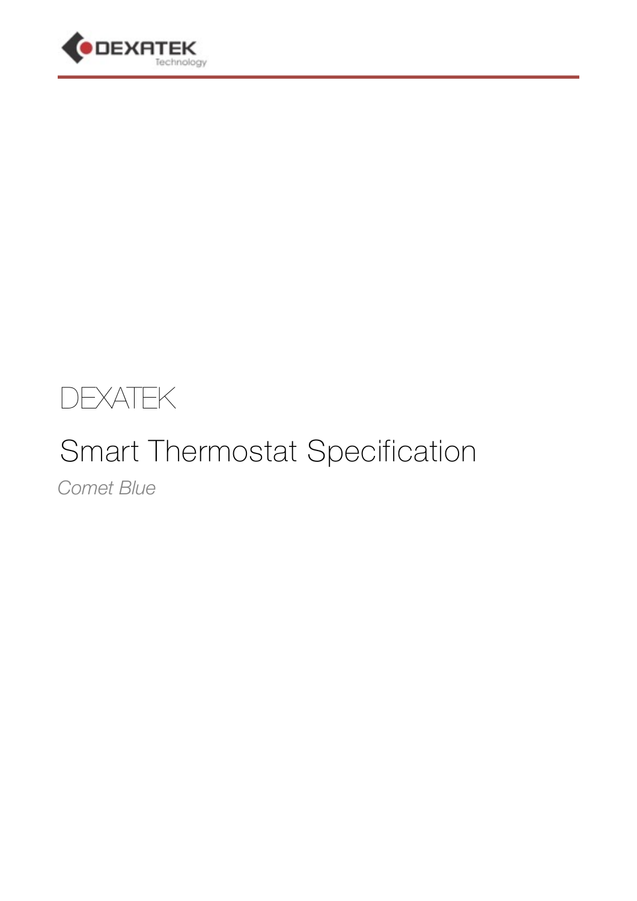DEXATEK

# Smart Thermostat Specification

*Comet Blue*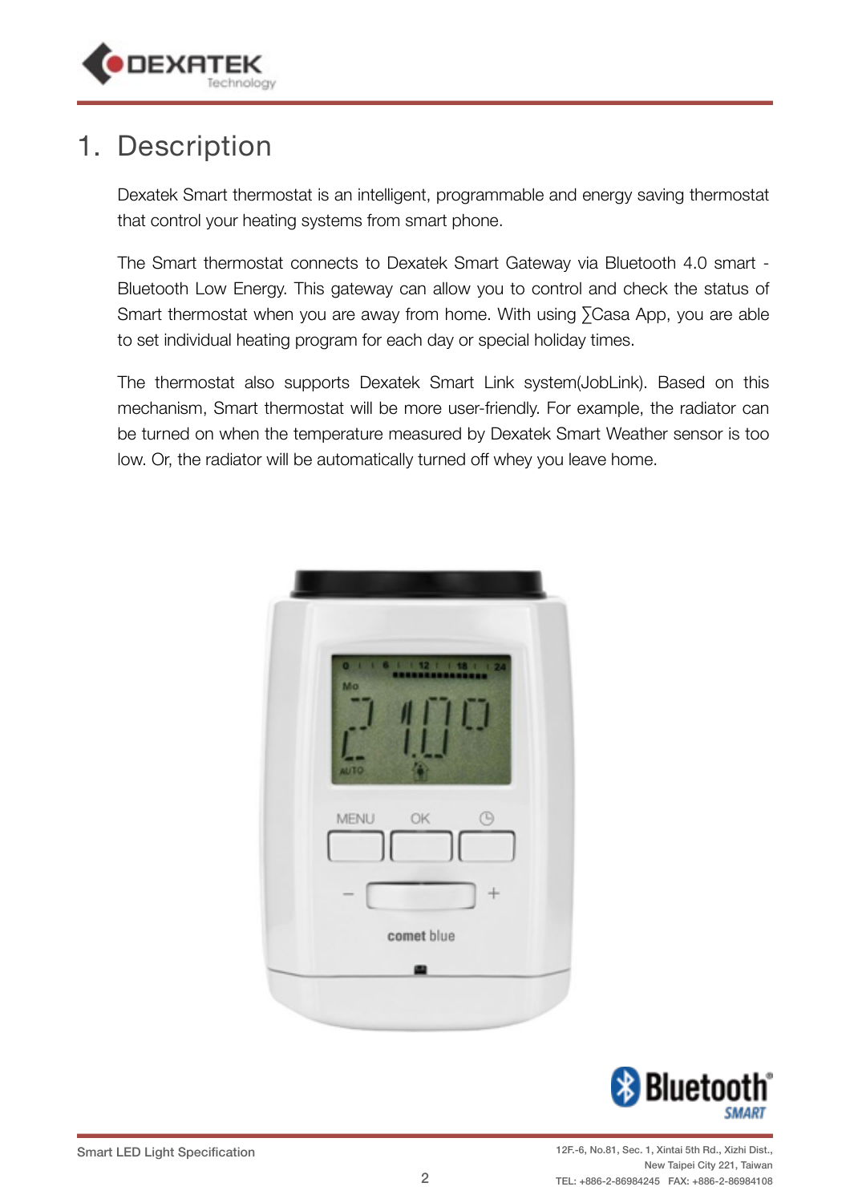# 1. Description

Dexatek Smart thermostat is an intelligent, programmable and energy saving thermostat that control your heating systems from smart phone.

The Smart thermostat connects to Dexatek Smart Gateway via Bluetooth 4.0 smart - Bluetooth Low Energy. This gateway can allow you to control and check the status of Smart thermostat when you are away from home. With using ∑Casa App, you are able to set individual heating program for each day or special holiday times.

The thermostat also supports Dexatek Smart Link system(JobLink). Based on this mechanism, Smart thermostat will be more user-friendly. For example, the radiator can be turned on when the temperature measured by Dexatek Smart Weather sensor is too low. Or, the radiator will be automatically turned off whey you leave home.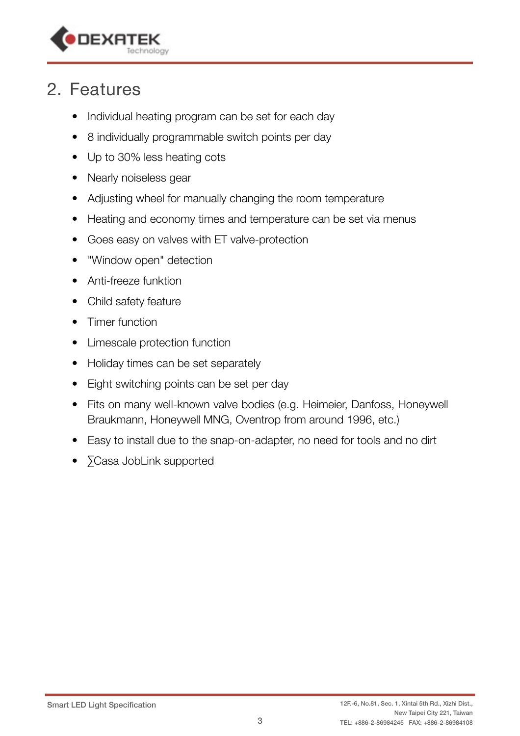## 2. Features

- Individual heating program can be set for each day
- 8 individually programmable switch points per day
- Up to 30% less heating cots
- Nearly noiseless gear
- Adjusting wheel for manually changing the room temperature
- Heating and economy times and temperature can be set via menus
- Goes easy on valves with ET valve-protection
- "Window open" detection
- Anti-freeze funktion
- Child safety feature
- Timer function
- Limescale protection function
- Holiday times can be set separately
- Eight switching points can be set per day
- Fits on many well-known valve bodies (e.g. Heimeier, Danfoss, Honeywell Braukmann, Honeywell MNG, Oventrop from around 1996, etc.)
- Easy to install due to the snap-on-adapter, no need for tools and no dirt
- ∑Casa JobLink supported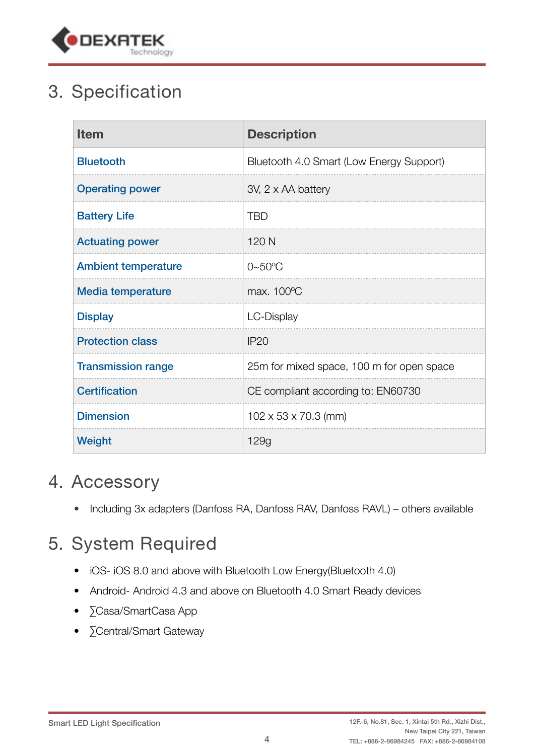## 3. Specification

| Item | Description |
|---|---|
| Bluetooth | Bluetooth 4.0 Smart (Low Energy Support) |
| Operating power | 3V, 2 x AA battery |
| Battery Life | TBD |
| Actuating power | 120 N |
| Ambient temperature | 0~50ºC |
| Media temperature | max. 100ºC |
| Display | LC-Display |
| Protection class | IP20 |
| Transmission range | 25m for mixed space, 100 m for open space |
| Certification | CE compliant according to: EN60730 |
| Dimension | 102 x 53 x 70.3 (mm) |
| Weight | 129g |

## 4. Accessory

- Including 3x adapters (Danfoss RA, Danfoss RAV, Danfoss RAVL) – others available

## 5. System Required

- iOS- iOS 8.0 and above with Bluetooth Low Energy(Bluetooth 4.0)
- Android- Android 4.3 and above on Bluetooth 4.0 Smart Ready devices
- ∑Casa/SmartCasa App
- ∑Central/Smart Gateway